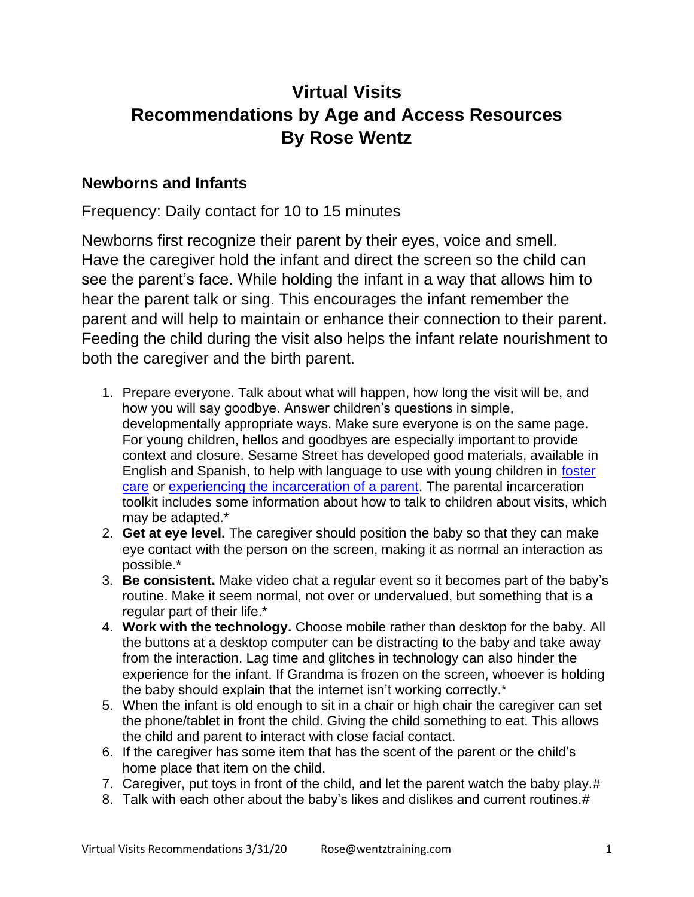# Virtual Visits
# Recommendations by Age and Access Resources
# By Rose Wentz

## Newborns and Infants

Frequency: Daily contact for 10 to 15 minutes

Newborns first recognize their parent by their eyes, voice and smell. Have the caregiver hold the infant and direct the screen so the child can see the parent's face. While holding the infant in a way that allows him to hear the parent talk or sing. This encourages the infant remember the parent and will help to maintain or enhance their connection to their parent. Feeding the child during the visit also helps the infant relate nourishment to both the caregiver and the birth parent.

1. Prepare everyone. Talk about what will happen, how long the visit will be, and how you will say goodbye. Answer children's questions in simple, developmentally appropriate ways. Make sure everyone is on the same page. For young children, hellos and goodbyes are especially important to provide context and closure. Sesame Street has developed good materials, available in English and Spanish, to help with language to use with young children in foster care or experiencing the incarceration of a parent. The parental incarceration toolkit includes some information about how to talk to children about visits, which may be adapted.*
2. **Get at eye level.** The caregiver should position the baby so that they can make eye contact with the person on the screen, making it as normal an interaction as possible.*
3. **Be consistent.** Make video chat a regular event so it becomes part of the baby's routine. Make it seem normal, not over or undervalued, but something that is a regular part of their life.*
4. **Work with the technology.** Choose mobile rather than desktop for the baby. All the buttons at a desktop computer can be distracting to the baby and take away from the interaction. Lag time and glitches in technology can also hinder the experience for the infant. If Grandma is frozen on the screen, whoever is holding the baby should explain that the internet isn't working correctly.*
5. When the infant is old enough to sit in a chair or high chair the caregiver can set the phone/tablet in front the child. Giving the child something to eat. This allows the child and parent to interact with close facial contact.
6. If the caregiver has some item that has the scent of the parent or the child's home place that item on the child.
7. Caregiver, put toys in front of the child, and let the parent watch the baby play.#
8. Talk with each other about the baby's likes and dislikes and current routines.#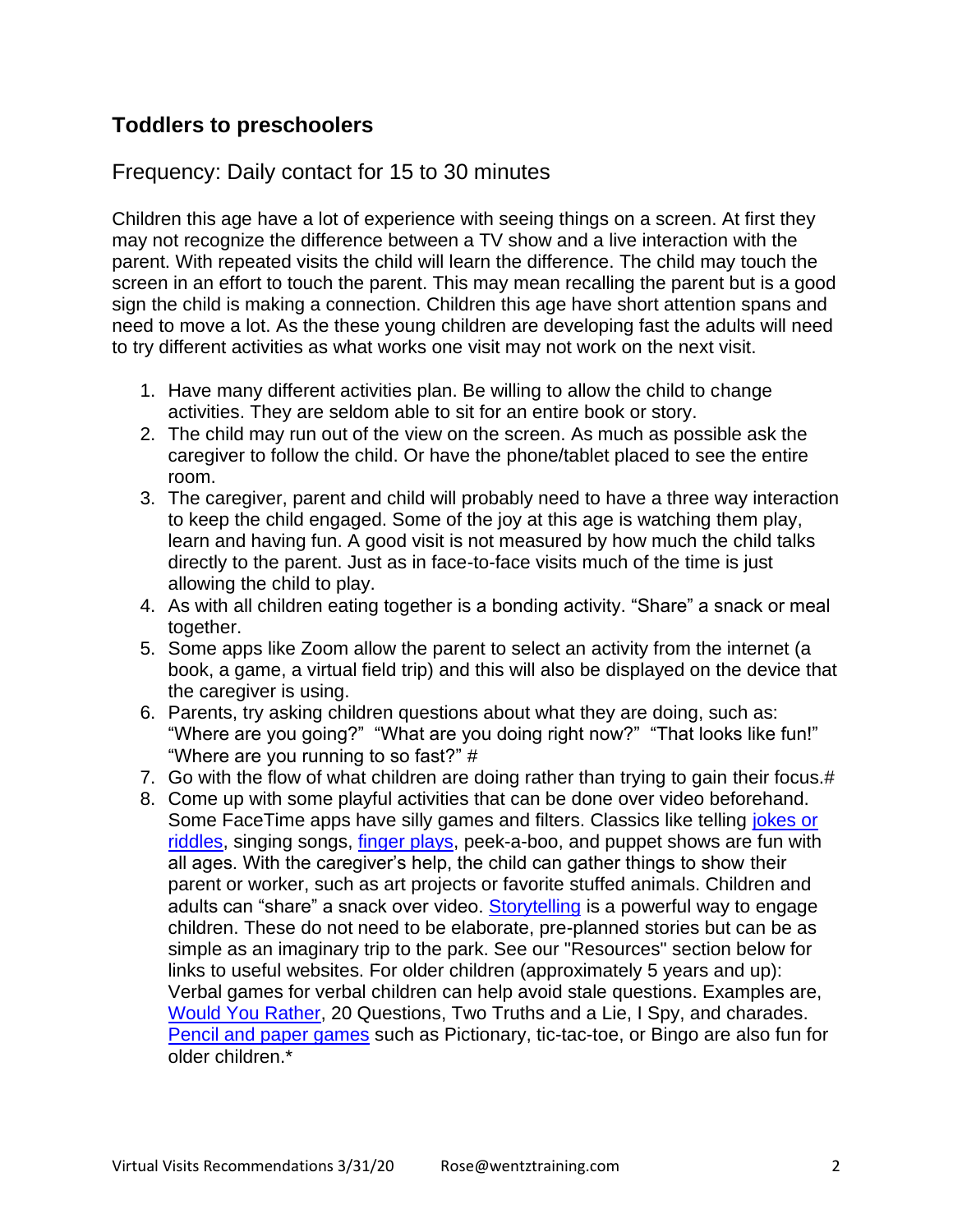## Toddlers to preschoolers

### Frequency: Daily contact for 15 to 30 minutes

Children this age have a lot of experience with seeing things on a screen. At first they may not recognize the difference between a TV show and a live interaction with the parent. With repeated visits the child will learn the difference. The child may touch the screen in an effort to touch the parent. This may mean recalling the parent but is a good sign the child is making a connection. Children this age have short attention spans and need to move a lot. As the these young children are developing fast the adults will need to try different activities as what works one visit may not work on the next visit.

1. Have many different activities plan. Be willing to allow the child to change activities. They are seldom able to sit for an entire book or story.
2. The child may run out of the view on the screen. As much as possible ask the caregiver to follow the child. Or have the phone/tablet placed to see the entire room.
3. The caregiver, parent and child will probably need to have a three way interaction to keep the child engaged. Some of the joy at this age is watching them play, learn and having fun. A good visit is not measured by how much the child talks directly to the parent. Just as in face-to-face visits much of the time is just allowing the child to play.
4. As with all children eating together is a bonding activity. "Share" a snack or meal together.
5. Some apps like Zoom allow the parent to select an activity from the internet (a book, a game, a virtual field trip) and this will also be displayed on the device that the caregiver is using.
6. Parents, try asking children questions about what they are doing, such as: "Where are you going?" "What are you doing right now?" "That looks like fun!" "Where are you running to so fast?" #
7. Go with the flow of what children are doing rather than trying to gain their focus.#
8. Come up with some playful activities that can be done over video beforehand. Some FaceTime apps have silly games and filters. Classics like telling jokes or riddles, singing songs, finger plays, peek-a-boo, and puppet shows are fun with all ages. With the caregiver's help, the child can gather things to show their parent or worker, such as art projects or favorite stuffed animals. Children and adults can "share" a snack over video. Storytelling is a powerful way to engage children. These do not need to be elaborate, pre-planned stories but can be as simple as an imaginary trip to the park. See our "Resources" section below for links to useful websites. For older children (approximately 5 years and up): Verbal games for verbal children can help avoid stale questions. Examples are, Would You Rather, 20 Questions, Two Truths and a Lie, I Spy, and charades. Pencil and paper games such as Pictionary, tic-tac-toe, or Bingo are also fun for older children.*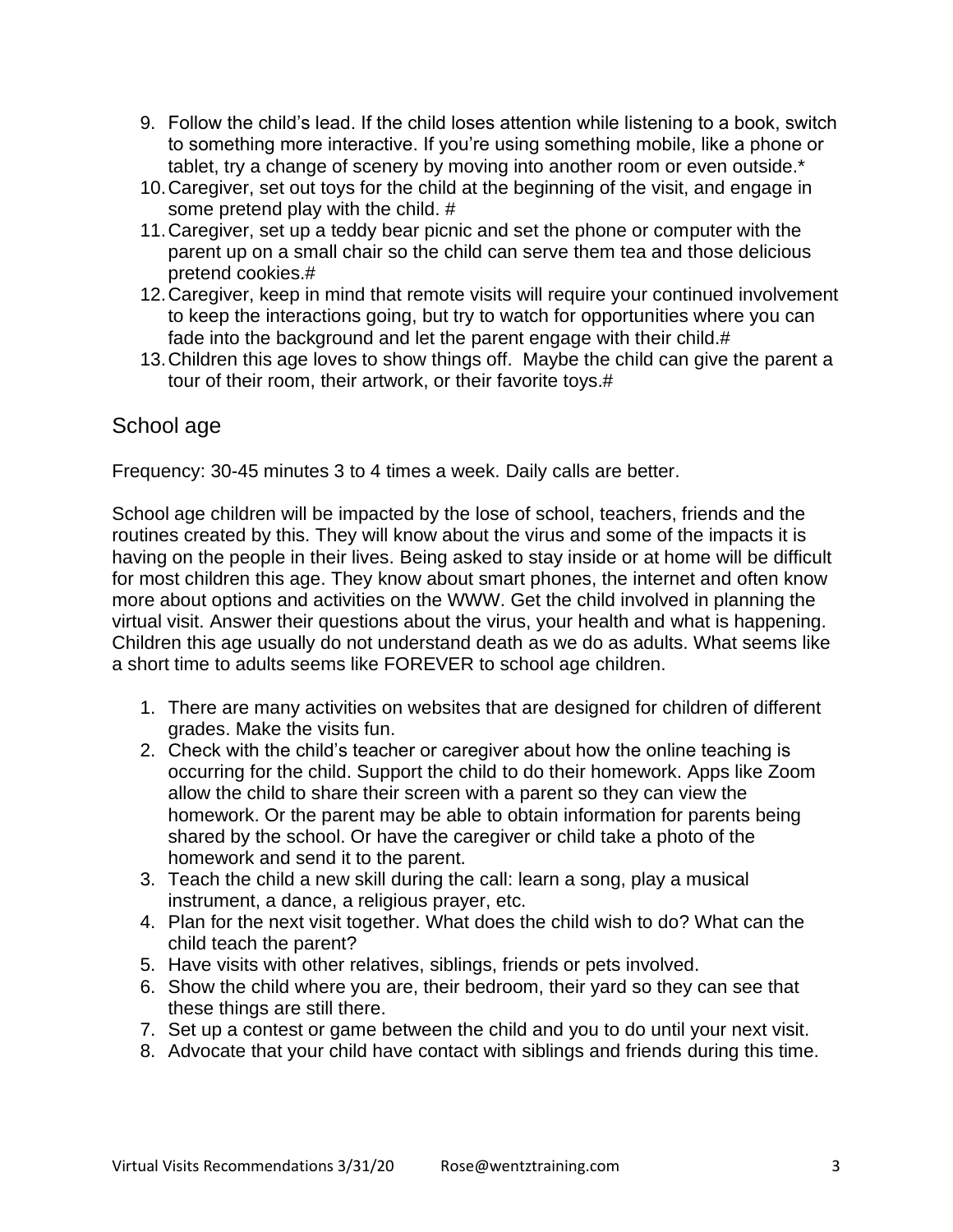9. Follow the child's lead. If the child loses attention while listening to a book, switch to something more interactive. If you're using something mobile, like a phone or tablet, try a change of scenery by moving into another room or even outside.*
10. Caregiver, set out toys for the child at the beginning of the visit, and engage in some pretend play with the child. #
11. Caregiver, set up a teddy bear picnic and set the phone or computer with the parent up on a small chair so the child can serve them tea and those delicious pretend cookies.#
12. Caregiver, keep in mind that remote visits will require your continued involvement to keep the interactions going, but try to watch for opportunities where you can fade into the background and let the parent engage with their child.#
13. Children this age loves to show things off. Maybe the child can give the parent a tour of their room, their artwork, or their favorite toys.#

## School age

Frequency: 30-45 minutes 3 to 4 times a week. Daily calls are better.

School age children will be impacted by the lose of school, teachers, friends and the routines created by this. They will know about the virus and some of the impacts it is having on the people in their lives. Being asked to stay inside or at home will be difficult for most children this age. They know about smart phones, the internet and often know more about options and activities on the WWW. Get the child involved in planning the virtual visit. Answer their questions about the virus, your health and what is happening. Children this age usually do not understand death as we do as adults. What seems like a short time to adults seems like FOREVER to school age children.

1. There are many activities on websites that are designed for children of different grades. Make the visits fun.
2. Check with the child's teacher or caregiver about how the online teaching is occurring for the child. Support the child to do their homework. Apps like Zoom allow the child to share their screen with a parent so they can view the homework. Or the parent may be able to obtain information for parents being shared by the school. Or have the caregiver or child take a photo of the homework and send it to the parent.
3. Teach the child a new skill during the call: learn a song, play a musical instrument, a dance, a religious prayer, etc.
4. Plan for the next visit together. What does the child wish to do? What can the child teach the parent?
5. Have visits with other relatives, siblings, friends or pets involved.
6. Show the child where you are, their bedroom, their yard so they can see that these things are still there.
7. Set up a contest or game between the child and you to do until your next visit.
8. Advocate that your child have contact with siblings and friends during this time.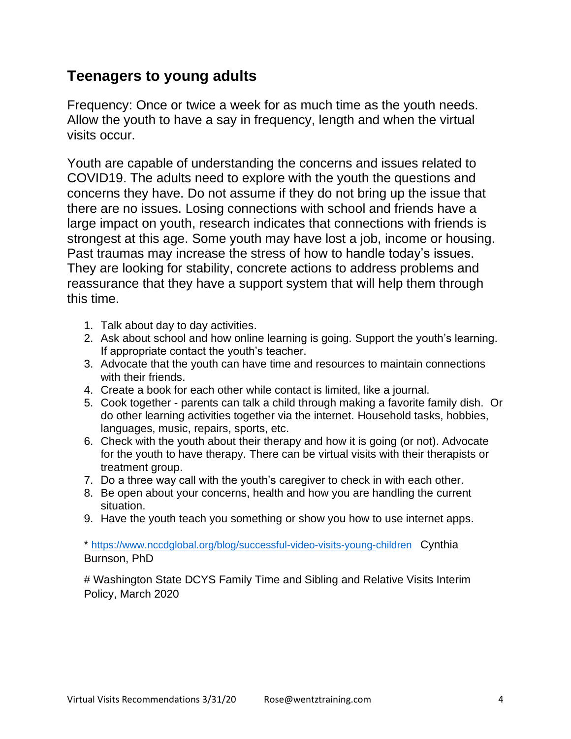## Teenagers to young adults

Frequency: Once or twice a week for as much time as the youth needs. Allow the youth to have a say in frequency, length and when the virtual visits occur.

Youth are capable of understanding the concerns and issues related to COVID19. The adults need to explore with the youth the questions and concerns they have. Do not assume if they do not bring up the issue that there are no issues. Losing connections with school and friends have a large impact on youth, research indicates that connections with friends is strongest at this age. Some youth may have lost a job, income or housing. Past traumas may increase the stress of how to handle today's issues. They are looking for stability, concrete actions to address problems and reassurance that they have a support system that will help them through this time.

1. Talk about day to day activities.
2. Ask about school and how online learning is going. Support the youth's learning. If appropriate contact the youth's teacher.
3. Advocate that the youth can have time and resources to maintain connections with their friends.
4. Create a book for each other while contact is limited, like a journal.
5. Cook together - parents can talk a child through making a favorite family dish. Or do other learning activities together via the internet. Household tasks, hobbies, languages, music, repairs, sports, etc.
6. Check with the youth about their therapy and how it is going (or not). Advocate for the youth to have therapy. There can be virtual visits with their therapists or treatment group.
7. Do a three way call with the youth's caregiver to check in with each other.
8. Be open about your concerns, health and how you are handling the current situation.
9. Have the youth teach you something or show you how to use internet apps.

* https://www.nccdglobal.org/blog/successful-video-visits-young-children Cynthia Burnson, PhD

# Washington State DCYS Family Time and Sibling and Relative Visits Interim Policy, March 2020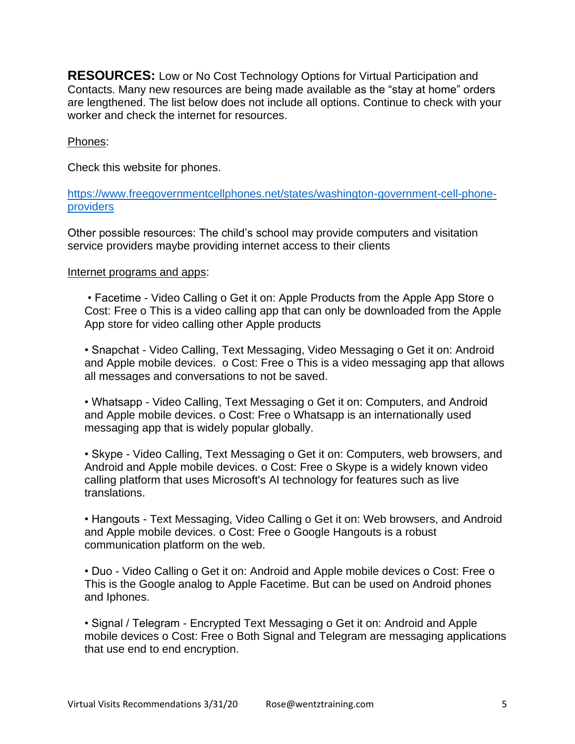**RESOURCES:** Low or No Cost Technology Options for Virtual Participation and Contacts. Many new resources are being made available as the "stay at home" orders are lengthened. The list below does not include all options. Continue to check with your worker and check the internet for resources.

Phones:

Check this website for phones.

https://www.freegovernmentcellphones.net/states/washington-government-cell-phone-providers

Other possible resources: The child's school may provide computers and visitation service providers maybe providing internet access to their clients

Internet programs and apps:

- Facetime - Video Calling o Get it on: Apple Products from the Apple App Store o Cost: Free o This is a video calling app that can only be downloaded from the Apple App store for video calling other Apple products

- Snapchat - Video Calling, Text Messaging, Video Messaging o Get it on: Android and Apple mobile devices. o Cost: Free o This is a video messaging app that allows all messages and conversations to not be saved.

- Whatsapp - Video Calling, Text Messaging o Get it on: Computers, and Android and Apple mobile devices. o Cost: Free o Whatsapp is an internationally used messaging app that is widely popular globally.

- Skype - Video Calling, Text Messaging o Get it on: Computers, web browsers, and Android and Apple mobile devices. o Cost: Free o Skype is a widely known video calling platform that uses Microsoft's AI technology for features such as live translations.

- Hangouts - Text Messaging, Video Calling o Get it on: Web browsers, and Android and Apple mobile devices. o Cost: Free o Google Hangouts is a robust communication platform on the web.

- Duo - Video Calling o Get it on: Android and Apple mobile devices o Cost: Free o This is the Google analog to Apple Facetime. But can be used on Android phones and Iphones.

- Signal / Telegram - Encrypted Text Messaging o Get it on: Android and Apple mobile devices o Cost: Free o Both Signal and Telegram are messaging applications that use end to end encryption.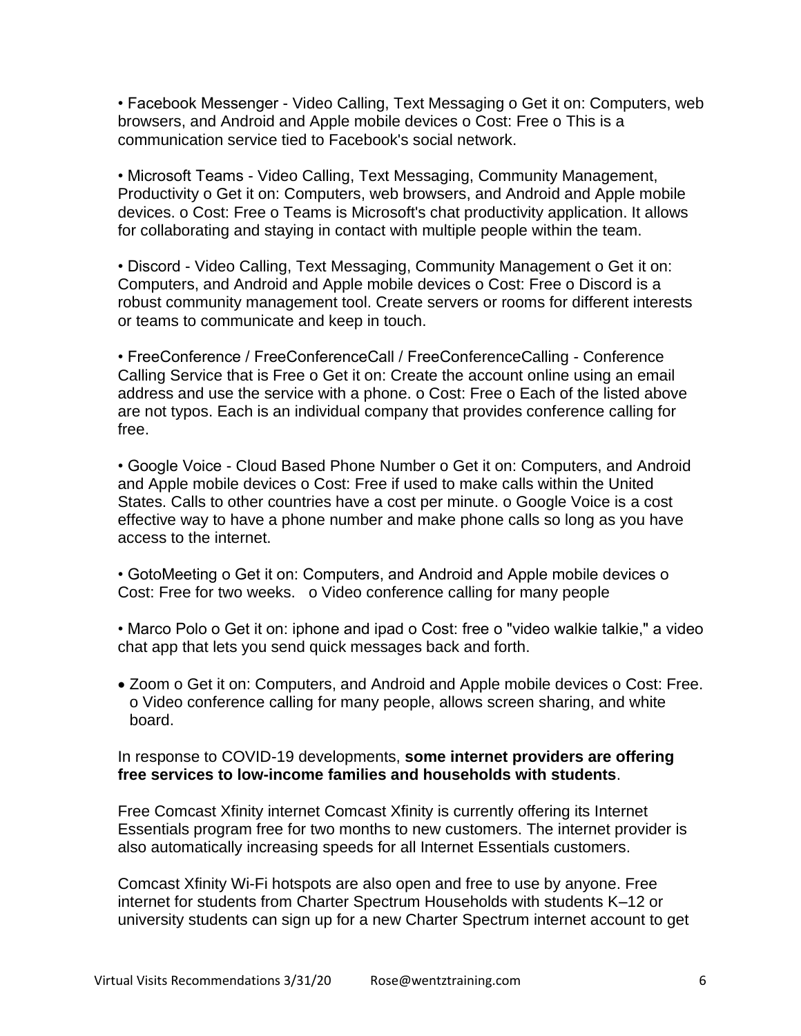- Facebook Messenger - Video Calling, Text Messaging o Get it on: Computers, web browsers, and Android and Apple mobile devices o Cost: Free o This is a communication service tied to Facebook's social network.

- Microsoft Teams - Video Calling, Text Messaging, Community Management, Productivity o Get it on: Computers, web browsers, and Android and Apple mobile devices. o Cost: Free o Teams is Microsoft's chat productivity application. It allows for collaborating and staying in contact with multiple people within the team.

- Discord - Video Calling, Text Messaging, Community Management o Get it on: Computers, and Android and Apple mobile devices o Cost: Free o Discord is a robust community management tool. Create servers or rooms for different interests or teams to communicate and keep in touch.

- FreeConference / FreeConferenceCall / FreeConferenceCalling - Conference Calling Service that is Free o Get it on: Create the account online using an email address and use the service with a phone. o Cost: Free o Each of the listed above are not typos. Each is an individual company that provides conference calling for free.

- Google Voice - Cloud Based Phone Number o Get it on: Computers, and Android and Apple mobile devices o Cost: Free if used to make calls within the United States. Calls to other countries have a cost per minute. o Google Voice is a cost effective way to have a phone number and make phone calls so long as you have access to the internet.

- GotoMeeting o Get it on: Computers, and Android and Apple mobile devices o Cost: Free for two weeks. o Video conference calling for many people

- Marco Polo o Get it on: iphone and ipad o Cost: free o "video walkie talkie," a video chat app that lets you send quick messages back and forth.

- Zoom o Get it on: Computers, and Android and Apple mobile devices o Cost: Free. o Video conference calling for many people, allows screen sharing, and white board.

In response to COVID-19 developments, **some internet providers are offering free services to low-income families and households with students**.

Free Comcast Xfinity internet Comcast Xfinity is currently offering its Internet Essentials program free for two months to new customers. The internet provider is also automatically increasing speeds for all Internet Essentials customers.

Comcast Xfinity Wi-Fi hotspots are also open and free to use by anyone. Free internet for students from Charter Spectrum Households with students K–12 or university students can sign up for a new Charter Spectrum internet account to get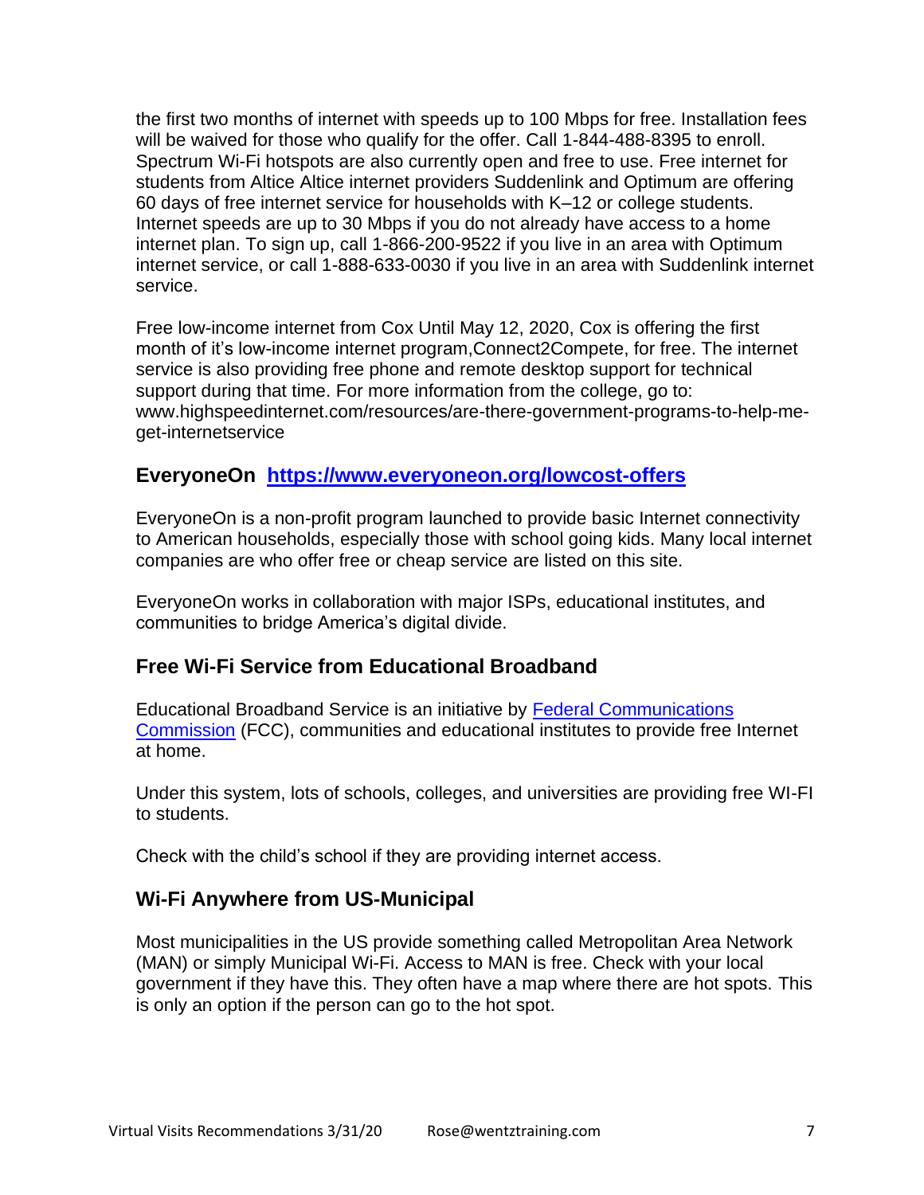the first two months of internet with speeds up to 100 Mbps for free. Installation fees will be waived for those who qualify for the offer. Call 1-844-488-8395 to enroll. Spectrum Wi-Fi hotspots are also currently open and free to use. Free internet for students from Altice Altice internet providers Suddenlink and Optimum are offering 60 days of free internet service for households with K–12 or college students. Internet speeds are up to 30 Mbps if you do not already have access to a home internet plan. To sign up, call 1-866-200-9522 if you live in an area with Optimum internet service, or call 1-888-633-0030 if you live in an area with Suddenlink internet service.

Free low-income internet from Cox Until May 12, 2020, Cox is offering the first month of it's low-income internet program,Connect2Compete, for free. The internet service is also providing free phone and remote desktop support for technical support during that time. For more information from the college, go to: www.highspeedinternet.com/resources/are-there-government-programs-to-help-me-get-internetservice

## EveryoneOn [https://www.everyoneon.org/lowcost-offers](https://www.everyoneon.org/lowcost-offers)

EveryoneOn is a non-profit program launched to provide basic Internet connectivity to American households, especially those with school going kids. Many local internet companies are who offer free or cheap service are listed on this site.

EveryoneOn works in collaboration with major ISPs, educational institutes, and communities to bridge America's digital divide.

## Free Wi-Fi Service from Educational Broadband

Educational Broadband Service is an initiative by [Federal Communications Commission]() (FCC), communities and educational institutes to provide free Internet at home.

Under this system, lots of schools, colleges, and universities are providing free WI-FI to students.

Check with the child's school if they are providing internet access.

## Wi-Fi Anywhere from US-Municipal

Most municipalities in the US provide something called Metropolitan Area Network (MAN) or simply Municipal Wi-Fi. Access to MAN is free. Check with your local government if they have this. They often have a map where there are hot spots. This is only an option if the person can go to the hot spot.